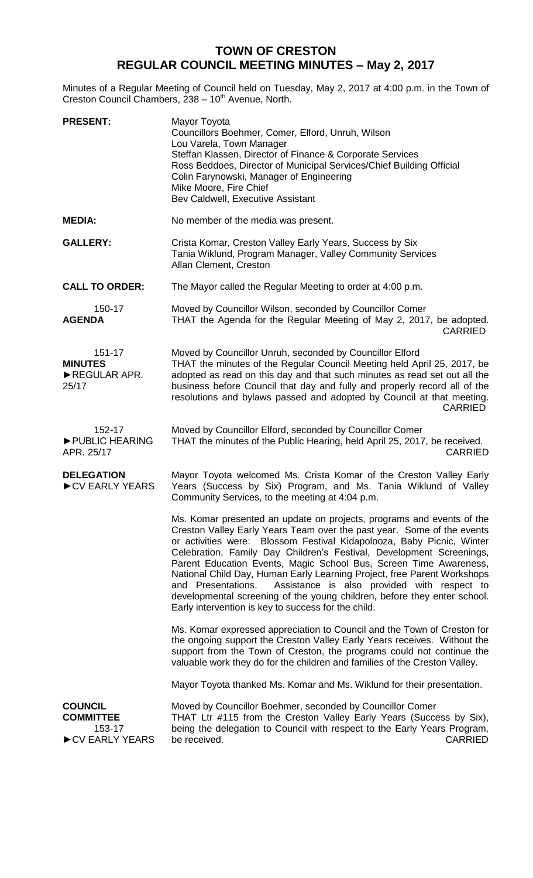# TOWN OF CRESTON
## REGULAR COUNCIL MEETING MINUTES – May 2, 2017

Minutes of a Regular Meeting of Council held on Tuesday, May 2, 2017 at 4:00 p.m. in the Town of Creston Council Chambers, 238 – 10th Avenue, North.

**PRESENT:**
Mayor Toyota
Councillors Boehmer, Comer, Elford, Unruh, Wilson
Lou Varela, Town Manager
Steffan Klassen, Director of Finance & Corporate Services
Ross Beddoes, Director of Municipal Services/Chief Building Official
Colin Farynowski, Manager of Engineering
Mike Moore, Fire Chief
Bev Caldwell, Executive Assistant

**MEDIA:** No member of the media was present.

**GALLERY:**
Crista Komar, Creston Valley Early Years, Success by Six
Tania Wiklund, Program Manager, Valley Community Services
Allan Clement, Creston

**CALL TO ORDER:** The Mayor called the Regular Meeting to order at 4:00 p.m.

150-17
**AGENDA**

Moved by Councillor Wilson, seconded by Councillor Comer
THAT the Agenda for the Regular Meeting of May 2, 2017, be adopted.
CARRIED

151-17
**MINUTES**
►REGULAR APR. 25/17

Moved by Councillor Unruh, seconded by Councillor Elford
THAT the minutes of the Regular Council Meeting held April 25, 2017, be adopted as read on this day and that such minutes as read set out all the business before Council that day and fully and properly record all of the resolutions and bylaws passed and adopted by Council at that meeting.
CARRIED

152-17
►PUBLIC HEARING APR. 25/17

Moved by Councillor Elford, seconded by Councillor Comer
THAT the minutes of the Public Hearing, held April 25, 2017, be received.
CARRIED

**DELEGATION**
►CV EARLY YEARS

Mayor Toyota welcomed Ms. Crista Komar of the Creston Valley Early Years (Success by Six) Program, and Ms. Tania Wiklund of Valley Community Services, to the meeting at 4:04 p.m.

Ms. Komar presented an update on projects, programs and events of the Creston Valley Early Years Team over the past year. Some of the events or activities were: Blossom Festival Kidapolooza, Baby Picnic, Winter Celebration, Family Day Children's Festival, Development Screenings, Parent Education Events, Magic School Bus, Screen Time Awareness, National Child Day, Human Early Learning Project, free Parent Workshops and Presentations. Assistance is also provided with respect to developmental screening of the young children, before they enter school. Early intervention is key to success for the child.

Ms. Komar expressed appreciation to Council and the Town of Creston for the ongoing support the Creston Valley Early Years receives. Without the support from the Town of Creston, the programs could not continue the valuable work they do for the children and families of the Creston Valley.

Mayor Toyota thanked Ms. Komar and Ms. Wiklund for their presentation.

**COUNCIL COMMITTEE**
153-17
►CV EARLY YEARS

Moved by Councillor Boehmer, seconded by Councillor Comer
THAT Ltr #115 from the Creston Valley Early Years (Success by Six), being the delegation to Council with respect to the Early Years Program, be received.
CARRIED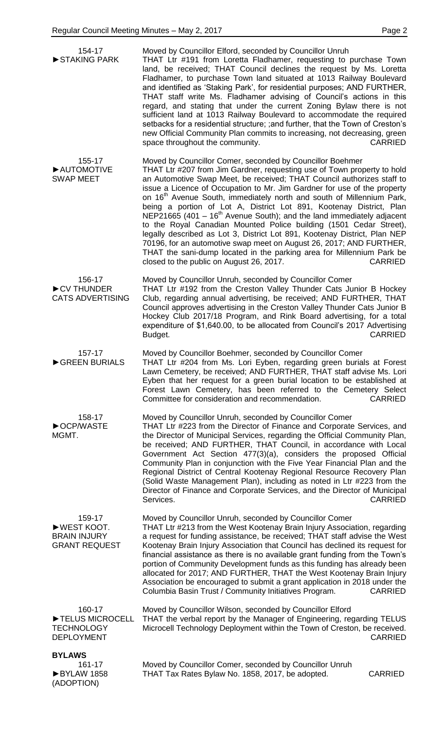**154-17**
**►STAKING PARK**

Moved by Councillor Elford, seconded by Councillor Unruh
THAT Ltr #191 from Loretta Fladhamer, requesting to purchase Town land, be received; THAT Council declines the request by Ms. Loretta Fladhamer, to purchase Town land situated at 1013 Railway Boulevard and identified as 'Staking Park', for residential purposes; AND FURTHER, THAT staff write Ms. Fladhamer advising of Council's actions in this regard, and stating that under the current Zoning Bylaw there is not sufficient land at 1013 Railway Boulevard to accommodate the required setbacks for a residential structure; ;and further, that the Town of Creston's new Official Community Plan commits to increasing, not decreasing, green space throughout the community. CARRIED

**155-17**
**►AUTOMOTIVE SWAP MEET**

Moved by Councillor Comer, seconded by Councillor Boehmer
THAT Ltr #207 from Jim Gardner, requesting use of Town property to hold an Automotive Swap Meet, be received; THAT Council authorizes staff to issue a Licence of Occupation to Mr. Jim Gardner for use of the property on 16th Avenue South, immediately north and south of Millennium Park, being a portion of Lot A, District Lot 891, Kootenay District, Plan NEP21665 (401 – 16th Avenue South); and the land immediately adjacent to the Royal Canadian Mounted Police building (1501 Cedar Street), legally described as Lot 3, District Lot 891, Kootenay District, Plan NEP 70196, for an automotive swap meet on August 26, 2017; AND FURTHER, THAT the sani-dump located in the parking area for Millennium Park be closed to the public on August 26, 2017. CARRIED

**156-17**
**►CV THUNDER CATS ADVERTISING**

Moved by Councillor Unruh, seconded by Councillor Comer
THAT Ltr #192 from the Creston Valley Thunder Cats Junior B Hockey Club, regarding annual advertising, be received; AND FURTHER, THAT Council approves advertising in the Creston Valley Thunder Cats Junior B Hockey Club 2017/18 Program, and Rink Board advertising, for a total expenditure of $1,640.00, to be allocated from Council's 2017 Advertising Budget. CARRIED

**157-17**
**►GREEN BURIALS**

Moved by Councillor Boehmer, seconded by Councillor Comer
THAT Ltr #204 from Ms. Lori Eyben, regarding green burials at Forest Lawn Cemetery, be received; AND FURTHER, THAT staff advise Ms. Lori Eyben that her request for a green burial location to be established at Forest Lawn Cemetery, has been referred to the Cemetery Select Committee for consideration and recommendation. CARRIED

**158-17**
**►OCP/WASTE MGMT.**

Moved by Councillor Unruh, seconded by Councillor Comer
THAT Ltr #223 from the Director of Finance and Corporate Services, and the Director of Municipal Services, regarding the Official Community Plan, be received; AND FURTHER, THAT Council, in accordance with Local Government Act Section 477(3)(a), considers the proposed Official Community Plan in conjunction with the Five Year Financial Plan and the Regional District of Central Kootenay Regional Resource Recovery Plan (Solid Waste Management Plan), including as noted in Ltr #223 from the Director of Finance and Corporate Services, and the Director of Municipal Services. CARRIED

**159-17**
**►WEST KOOT. BRAIN INJURY GRANT REQUEST**

Moved by Councillor Unruh, seconded by Councillor Comer
THAT Ltr #213 from the West Kootenay Brain Injury Association, regarding a request for funding assistance, be received; THAT staff advise the West Kootenay Brain Injury Association that Council has declined its request for financial assistance as there is no available grant funding from the Town's portion of Community Development funds as this funding has already been allocated for 2017; AND FURTHER, THAT the West Kootenay Brain Injury Association be encouraged to submit a grant application in 2018 under the Columbia Basin Trust / Community Initiatives Program. CARRIED

**160-17**
**►TELUS MICROCELL TECHNOLOGY DEPLOYMENT**

Moved by Councillor Wilson, seconded by Councillor Elford
THAT the verbal report by the Manager of Engineering, regarding TELUS Microcell Technology Deployment within the Town of Creston, be received. CARRIED

## BYLAWS

**161-17**
**►BYLAW 1858 (ADOPTION)**

Moved by Councillor Comer, seconded by Councillor Unruh
THAT Tax Rates Bylaw No. 1858, 2017, be adopted. CARRIED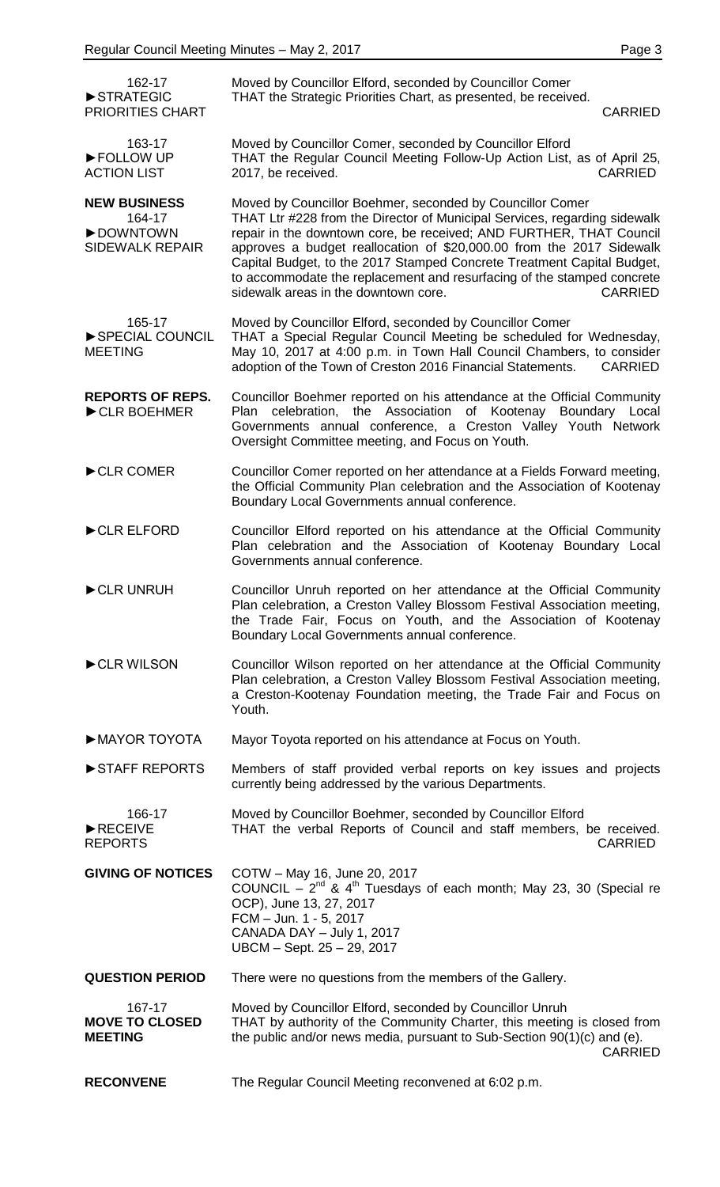**162-17**
**►STRATEGIC PRIORITIES CHART**

Moved by Councillor Elford, seconded by Councillor Comer
THAT the Strategic Priorities Chart, as presented, be received.
CARRIED

**163-17**
**►FOLLOW UP ACTION LIST**

Moved by Councillor Comer, seconded by Councillor Elford
THAT the Regular Council Meeting Follow-Up Action List, as of April 25, 2017, be received.
CARRIED

## NEW BUSINESS

**164-17**
**►DOWNTOWN SIDEWALK REPAIR**

Moved by Councillor Boehmer, seconded by Councillor Comer
THAT Ltr #228 from the Director of Municipal Services, regarding sidewalk repair in the downtown core, be received; AND FURTHER, THAT Council approves a budget reallocation of $20,000.00 from the 2017 Sidewalk Capital Budget, to the 2017 Stamped Concrete Treatment Capital Budget, to accommodate the replacement and resurfacing of the stamped concrete sidewalk areas in the downtown core.
CARRIED

**165-17**
**►SPECIAL COUNCIL MEETING**

Moved by Councillor Elford, seconded by Councillor Comer
THAT a Special Regular Council Meeting be scheduled for Wednesday, May 10, 2017 at 4:00 p.m. in Town Hall Council Chambers, to consider adoption of the Town of Creston 2016 Financial Statements.
CARRIED

## REPORTS OF REPS.

**►CLR BOEHMER**

Councillor Boehmer reported on his attendance at the Official Community Plan celebration, the Association of Kootenay Boundary Local Governments annual conference, a Creston Valley Youth Network Oversight Committee meeting, and Focus on Youth.

**►CLR COMER**

Councillor Comer reported on her attendance at a Fields Forward meeting, the Official Community Plan celebration and the Association of Kootenay Boundary Local Governments annual conference.

**►CLR ELFORD**

Councillor Elford reported on his attendance at the Official Community Plan celebration and the Association of Kootenay Boundary Local Governments annual conference.

**►CLR UNRUH**

Councillor Unruh reported on her attendance at the Official Community Plan celebration, a Creston Valley Blossom Festival Association meeting, the Trade Fair, Focus on Youth, and the Association of Kootenay Boundary Local Governments annual conference.

**►CLR WILSON**

Councillor Wilson reported on her attendance at the Official Community Plan celebration, a Creston Valley Blossom Festival Association meeting, a Creston-Kootenay Foundation meeting, the Trade Fair and Focus on Youth.

**►MAYOR TOYOTA**

Mayor Toyota reported on his attendance at Focus on Youth.

**►STAFF REPORTS**

Members of staff provided verbal reports on key issues and projects currently being addressed by the various Departments.

**166-17**
**►RECEIVE REPORTS**

Moved by Councillor Boehmer, seconded by Councillor Elford
THAT the verbal Reports of Council and staff members, be received.
CARRIED

## GIVING OF NOTICES

COTW – May 16, June 20, 2017
COUNCIL – 2nd & 4th Tuesdays of each month; May 23, 30 (Special re OCP), June 13, 27, 2017
FCM – Jun. 1 - 5, 2017
CANADA DAY – July 1, 2017
UBCM – Sept. 25 – 29, 2017

## QUESTION PERIOD

There were no questions from the members of the Gallery.

**167-17**
**MOVE TO CLOSED MEETING**

Moved by Councillor Elford, seconded by Councillor Unruh
THAT by authority of the Community Charter, this meeting is closed from the public and/or news media, pursuant to Sub-Section 90(1)(c) and (e).
CARRIED

## RECONVENE

The Regular Council Meeting reconvened at 6:02 p.m.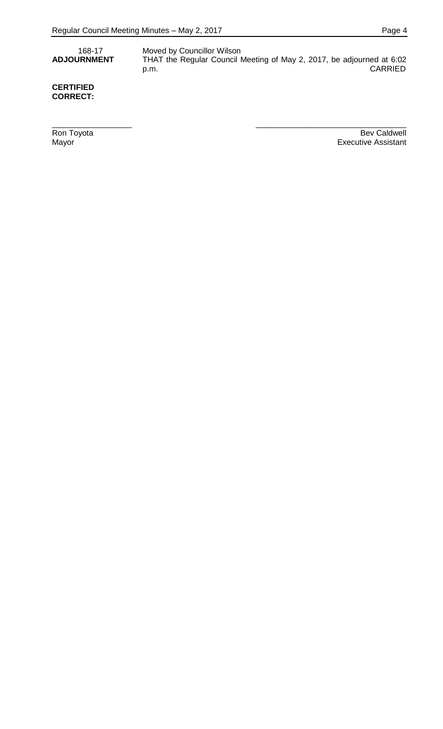168-17
**ADJOURNMENT**

Moved by Councillor Wilson
THAT the Regular Council Meeting of May 2, 2017, be adjourned at 6:02 p.m.
CARRIED

**CERTIFIED CORRECT:**

\_\_\_\_\_\_\_\_\_\_\_\_\_\_\_\_\_\_
Ron Toyota
Mayor

\_\_\_\_\_\_\_\_\_\_\_\_\_\_\_\_\_\_\_\_\_\_\_\_\_\_\_\_\_\_\_\_\_
Bev Caldwell
Executive Assistant